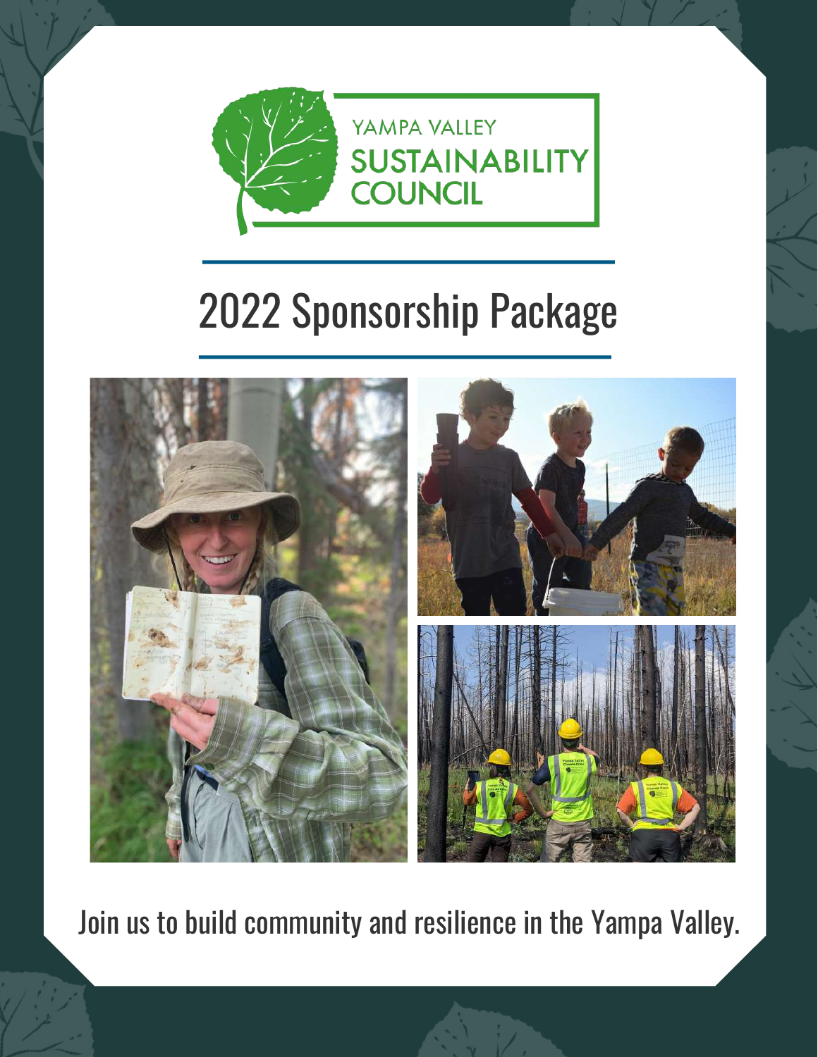YAMPA VALLEY
SUSTAINABILITY
COUNCIL

# 2022 Sponsorship Package

Join us to build community and resilience in the Yampa Valley.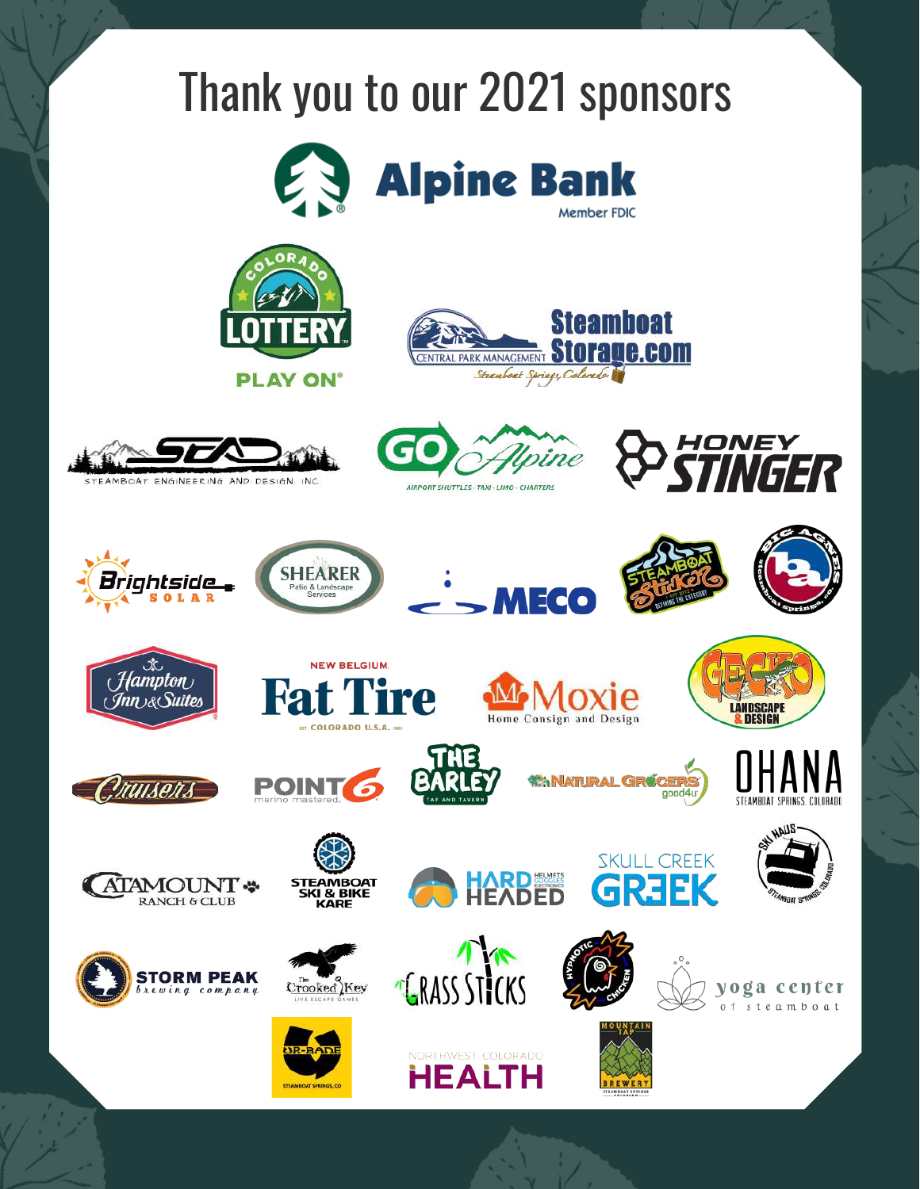# Thank you to our 2021 sponsors

Alpine Bank Member FDIC

Colorado Lottery PLAY ON

Central Park Management Steamboat Storage.com Steamboat Springs, Colorado

SEAD Steamboat Engineering and Design, Inc.

GO Alpine Airport Shuttles · Taxi · Limo · Charters

Honey Stinger

Brightside Solar

Shearer Patio & Landscape Services

MECO

Steamboat Sticker

Big Agnes

Hampton Inn & Suites

New Belgium Fat Tire

Moxie Home Consign and Design

Gecko Landscape & Design

Cruisers

Point6 merino mastered.

The Barley Tap and Tavern

Natural Grocers good4u

OHANA Steamboat Springs, Colorado

Catamount Ranch & Club

Steamboat Ski & Bike Kare

Hard Headed Helmets Goggles Electronics

Skull Creek Greek

Ski Haus Steamboat Springs, Colorado

Storm Peak Brewing Company

The Crooked Key Live Escape Games

Grass Sticks

Hypnotic Chicken

yoga center of steamboat

Dr-Rade Steamboat Springs, CO

Northwest Colorado Health

Mountain Tap Brewery Steamboat Springs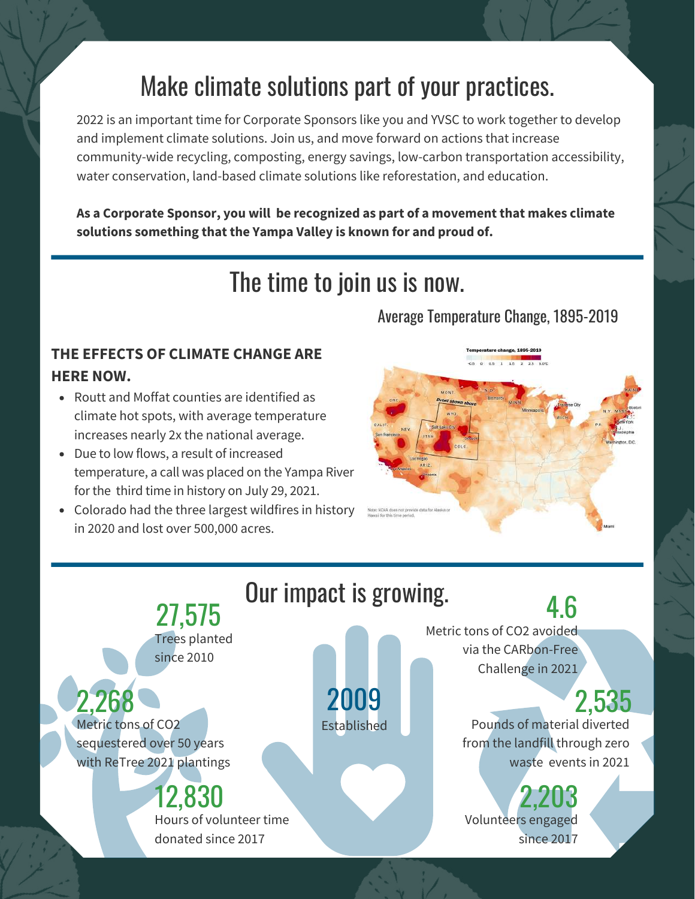# Make climate solutions part of your practices.

2022 is an important time for Corporate Sponsors like you and YVSC to work together to develop and implement climate solutions. Join us, and move forward on actions that increase community-wide recycling, composting, energy savings, low-carbon transportation accessibility, water conservation, land-based climate solutions like reforestation, and education.

**As a Corporate Sponsor, you will be recognized as part of a movement that makes climate solutions something that the Yampa Valley is known for and proud of.**

# The time to join us is now.

Average Temperature Change, 1895-2019

**THE EFFECTS OF CLIMATE CHANGE ARE HERE NOW.**

- Routt and Moffat counties are identified as climate hot spots, with average temperature increases nearly 2x the national average.
- Due to low flows, a result of increased temperature, a call was placed on the Yampa River for the third time in history on July 29, 2021.
- Colorado had the three largest wildfires in history in 2020 and lost over 500,000 acres.

# Our impact is growing.

**27,575**
Trees planted since 2010

**2,268**
Metric tons of $CO_2$ sequestered over 50 years with ReTree 2021 plantings

**12,830**
Hours of volunteer time donated since 2017

**2009**
Established

**4.6**
Metric tons of $CO_2$ avoided via the CARbon-Free Challenge in 2021

**2,535**
Pounds of material diverted from the landfill through zero waste events in 2021

**2,203**
Volunteers engaged since 2017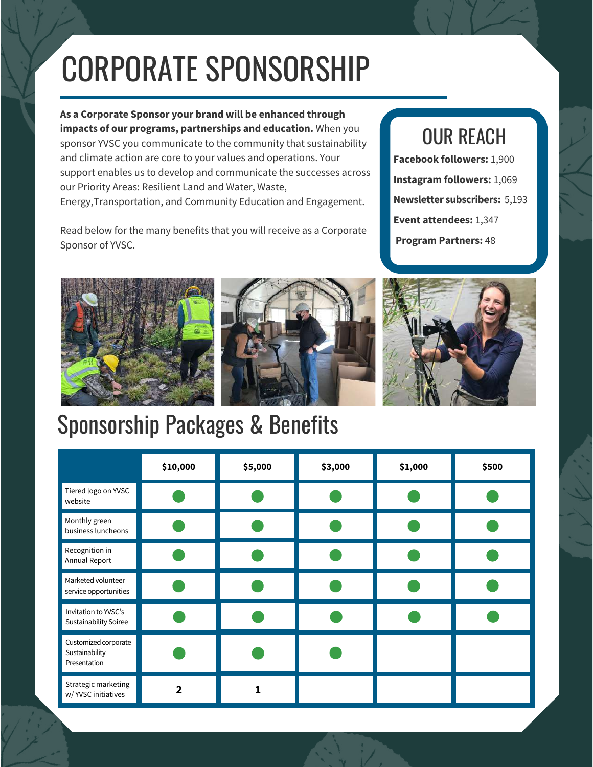# CORPORATE SPONSORSHIP

**As a Corporate Sponsor your brand will be enhanced through impacts of our programs, partnerships and education.** When you sponsor YVSC you communicate to the community that sustainability and climate action are core to your values and operations. Your support enables us to develop and communicate the successes across our Priority Areas: Resilient Land and Water, Waste, Energy,Transportation, and Community Education and Engagement.

Read below for the many benefits that you will receive as a Corporate Sponsor of YVSC.

## OUR REACH

**Facebook followers:** 1,900

**Instagram followers:** 1,069

**Newsletter subscribers:** 5,193

**Event attendees:** 1,347

**Program Partners:** 48

## Sponsorship Packages & Benefits

| | $10,000 | $5,000 | $3,000 | $1,000 | $500 |
|---|---|---|---|---|---|
| Tiered logo on YVSC website | ● | ● | ● | ● | ● |
| Monthly green business luncheons | ● | ● | ● | ● | ● |
| Recognition in Annual Report | ● | ● | ● | ● | ● |
| Marketed volunteer service opportunities | ● | ● | ● | ● | ● |
| Invitation to YVSC's Sustainability Soiree | ● | ● | ● | ● | ● |
| Customized corporate Sustainability Presentation | ● | ● | ● | | |
| Strategic marketing w/ YVSC initiatives | 2 | 1 | | | |